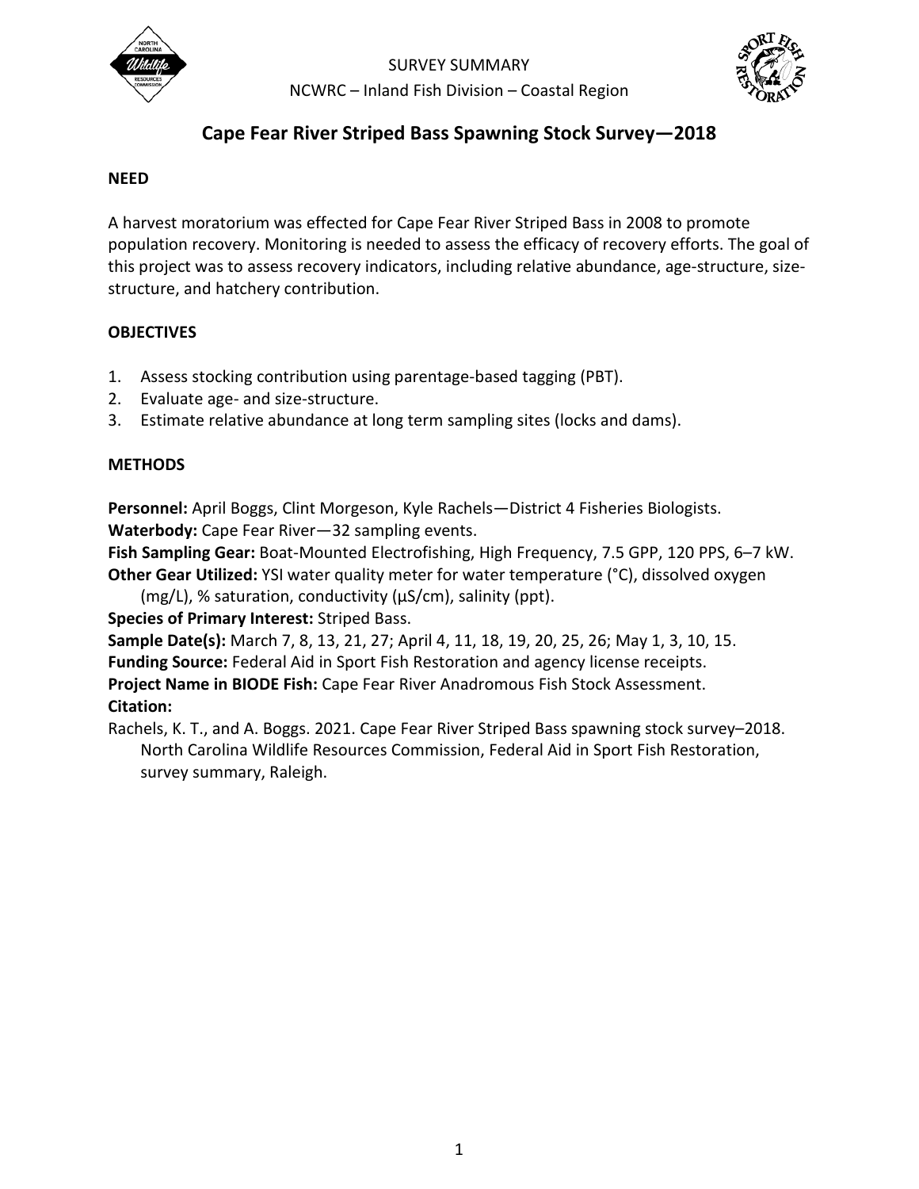SURVEY SUMMARY

NCWRC – Inland Fish Division – Coastal Region

# Cape Fear River Striped Bass Spawning Stock Survey—2018

## NEED

A harvest moratorium was effected for Cape Fear River Striped Bass in 2008 to promote population recovery. Monitoring is needed to assess the efficacy of recovery efforts. The goal of this project was to assess recovery indicators, including relative abundance, age-structure, size-structure, and hatchery contribution.

## OBJECTIVES

1. Assess stocking contribution using parentage-based tagging (PBT).
2. Evaluate age- and size-structure.
3. Estimate relative abundance at long term sampling sites (locks and dams).

## METHODS

**Personnel:** April Boggs, Clint Morgeson, Kyle Rachels—District 4 Fisheries Biologists.
**Waterbody:** Cape Fear River—32 sampling events.
**Fish Sampling Gear:** Boat-Mounted Electrofishing, High Frequency, 7.5 GPP, 120 PPS, 6–7 kW.
**Other Gear Utilized:** YSI water quality meter for water temperature (°C), dissolved oxygen (mg/L), % saturation, conductivity (µS/cm), salinity (ppt).
**Species of Primary Interest:** Striped Bass.
**Sample Date(s):** March 7, 8, 13, 21, 27; April 4, 11, 18, 19, 20, 25, 26; May 1, 3, 10, 15.
**Funding Source:** Federal Aid in Sport Fish Restoration and agency license receipts.
**Project Name in BIODE Fish:** Cape Fear River Anadromous Fish Stock Assessment.
**Citation:**
Rachels, K. T., and A. Boggs. 2021. Cape Fear River Striped Bass spawning stock survey–2018. North Carolina Wildlife Resources Commission, Federal Aid in Sport Fish Restoration, survey summary, Raleigh.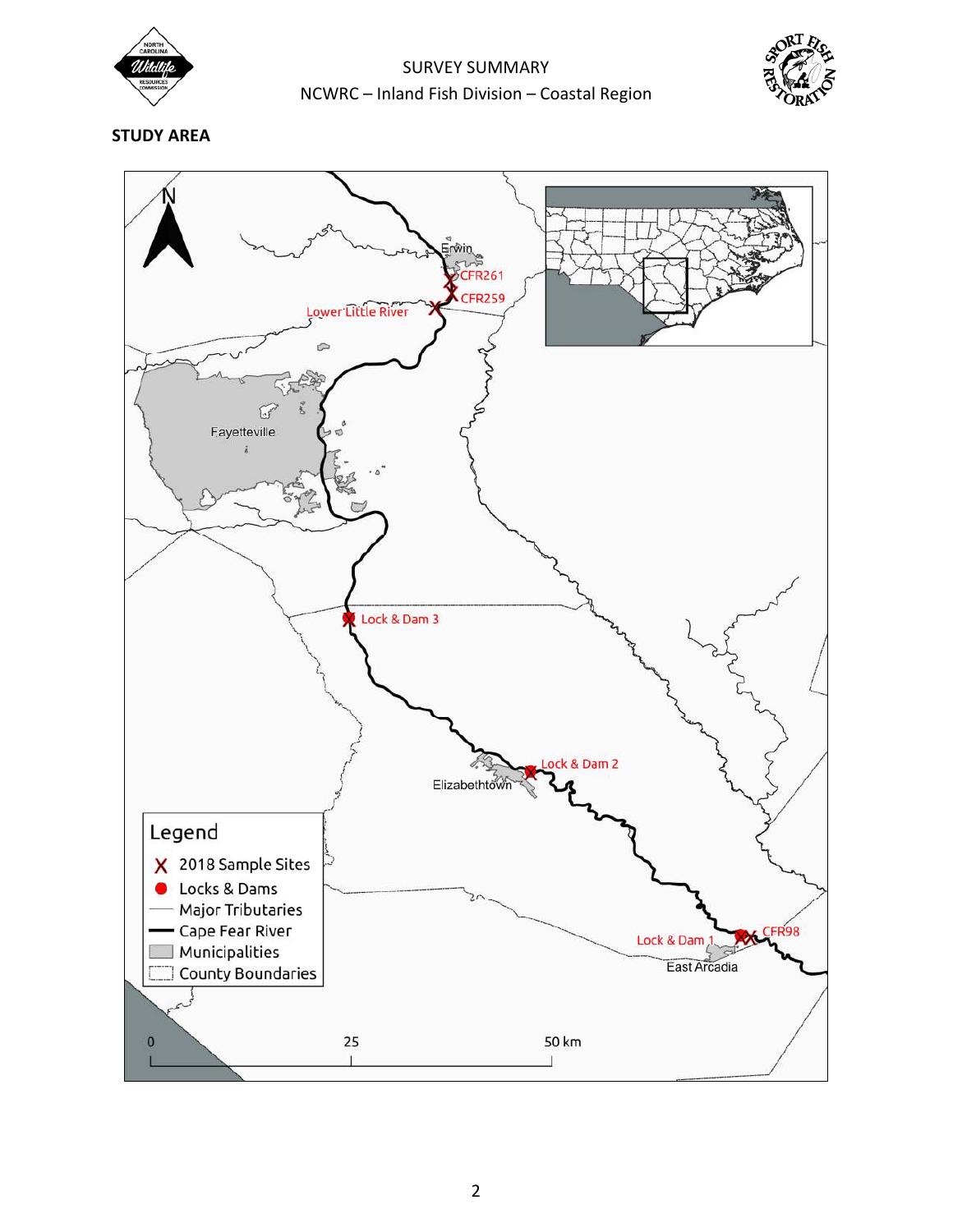## STUDY AREA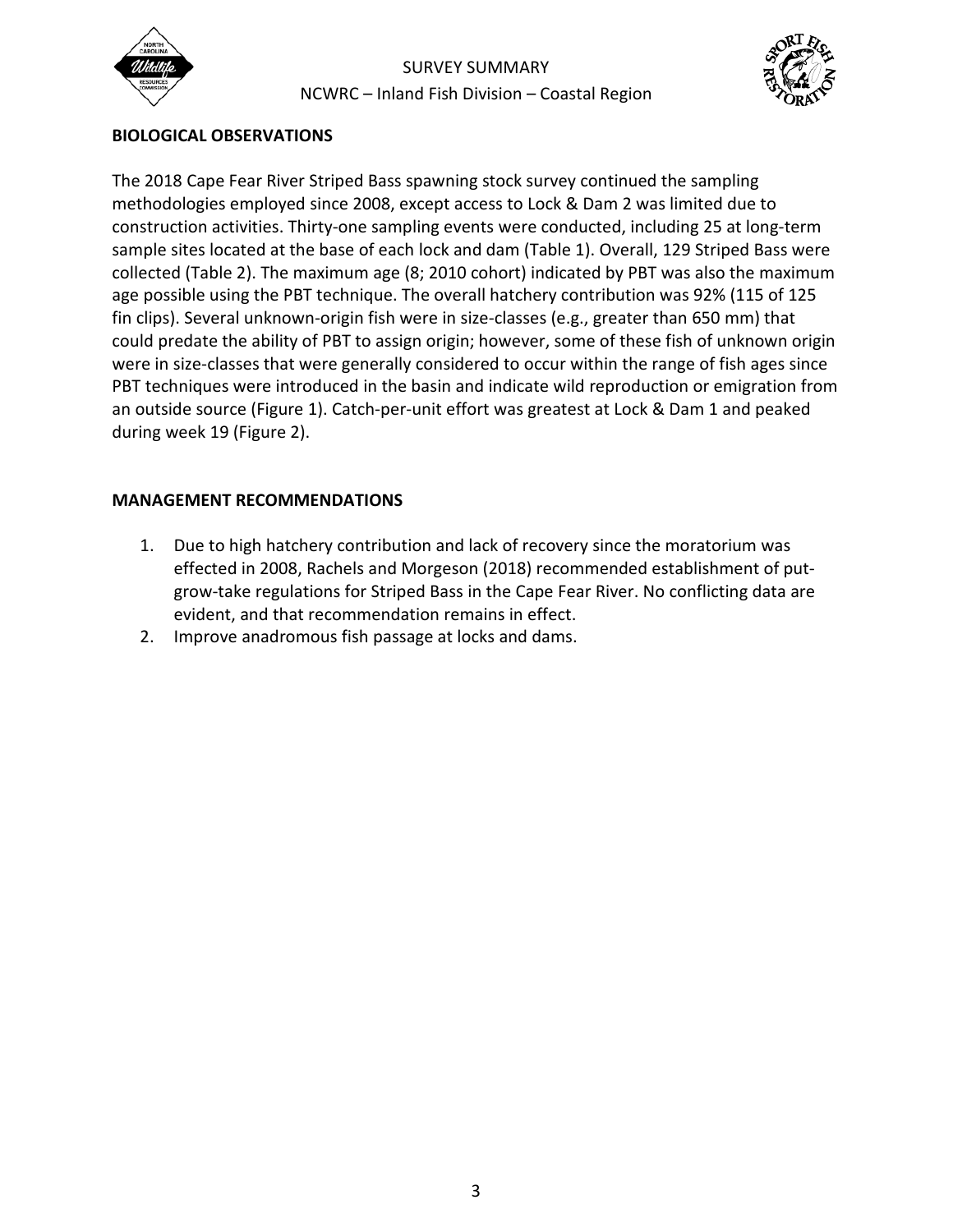## BIOLOGICAL OBSERVATIONS

The 2018 Cape Fear River Striped Bass spawning stock survey continued the sampling methodologies employed since 2008, except access to Lock & Dam 2 was limited due to construction activities. Thirty-one sampling events were conducted, including 25 at long-term sample sites located at the base of each lock and dam (Table 1). Overall, 129 Striped Bass were collected (Table 2). The maximum age (8; 2010 cohort) indicated by PBT was also the maximum age possible using the PBT technique. The overall hatchery contribution was 92% (115 of 125 fin clips). Several unknown-origin fish were in size-classes (e.g., greater than 650 mm) that could predate the ability of PBT to assign origin; however, some of these fish of unknown origin were in size-classes that were generally considered to occur within the range of fish ages since PBT techniques were introduced in the basin and indicate wild reproduction or emigration from an outside source (Figure 1). Catch-per-unit effort was greatest at Lock & Dam 1 and peaked during week 19 (Figure 2).

## MANAGEMENT RECOMMENDATIONS

1. Due to high hatchery contribution and lack of recovery since the moratorium was effected in 2008, Rachels and Morgeson (2018) recommended establishment of put-grow-take regulations for Striped Bass in the Cape Fear River. No conflicting data are evident, and that recommendation remains in effect.
2. Improve anadromous fish passage at locks and dams.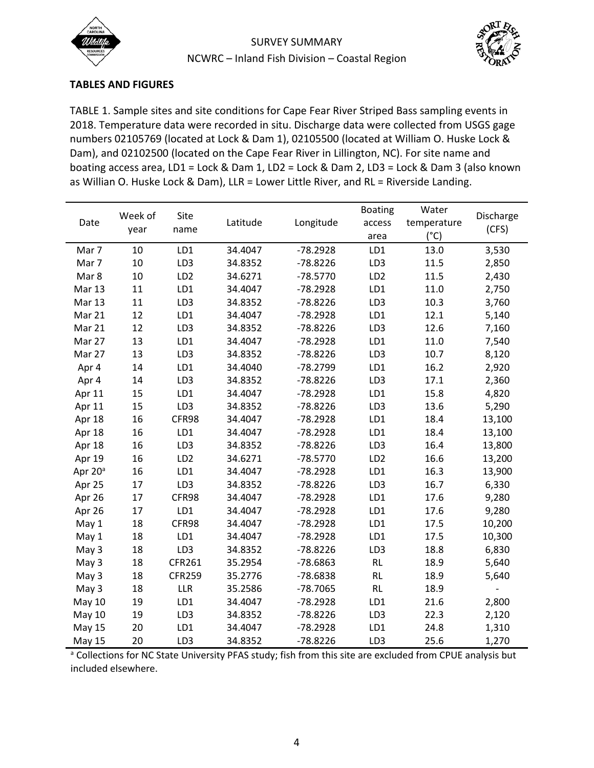## TABLES AND FIGURES

TABLE 1. Sample sites and site conditions for Cape Fear River Striped Bass sampling events in 2018. Temperature data were recorded in situ. Discharge data were collected from USGS gage numbers 02105769 (located at Lock & Dam 1), 02105500 (located at William O. Huske Lock & Dam), and 02102500 (located on the Cape Fear River in Lillington, NC). For site name and boating access area, LD1 = Lock & Dam 1, LD2 = Lock & Dam 2, LD3 = Lock & Dam 3 (also known as Willian O. Huske Lock & Dam), LLR = Lower Little River, and RL = Riverside Landing.

| Date | Week of year | Site name | Latitude | Longitude | Boating access area | Water temperature (°C) | Discharge (CFS) |
|---|---|---|---|---|---|---|---|
| Mar 7 | 10 | LD1 | 34.4047 | -78.2928 | LD1 | 13.0 | 3,530 |
| Mar 7 | 10 | LD3 | 34.8352 | -78.8226 | LD3 | 11.5 | 2,850 |
| Mar 8 | 10 | LD2 | 34.6271 | -78.5770 | LD2 | 11.5 | 2,430 |
| Mar 13 | 11 | LD1 | 34.4047 | -78.2928 | LD1 | 11.0 | 2,750 |
| Mar 13 | 11 | LD3 | 34.8352 | -78.8226 | LD3 | 10.3 | 3,760 |
| Mar 21 | 12 | LD1 | 34.4047 | -78.2928 | LD1 | 12.1 | 5,140 |
| Mar 21 | 12 | LD3 | 34.8352 | -78.8226 | LD3 | 12.6 | 7,160 |
| Mar 27 | 13 | LD1 | 34.4047 | -78.2928 | LD1 | 11.0 | 7,540 |
| Mar 27 | 13 | LD3 | 34.8352 | -78.8226 | LD3 | 10.7 | 8,120 |
| Apr 4 | 14 | LD1 | 34.4040 | -78.2799 | LD1 | 16.2 | 2,920 |
| Apr 4 | 14 | LD3 | 34.8352 | -78.8226 | LD3 | 17.1 | 2,360 |
| Apr 11 | 15 | LD1 | 34.4047 | -78.2928 | LD1 | 15.8 | 4,820 |
| Apr 11 | 15 | LD3 | 34.8352 | -78.8226 | LD3 | 13.6 | 5,290 |
| Apr 18 | 16 | CFR98 | 34.4047 | -78.2928 | LD1 | 18.4 | 13,100 |
| Apr 18 | 16 | LD1 | 34.4047 | -78.2928 | LD1 | 18.4 | 13,100 |
| Apr 18 | 16 | LD3 | 34.8352 | -78.8226 | LD3 | 16.4 | 13,800 |
| Apr 19 | 16 | LD2 | 34.6271 | -78.5770 | LD2 | 16.6 | 13,200 |
| Apr 20[a] | 16 | LD1 | 34.4047 | -78.2928 | LD1 | 16.3 | 13,900 |
| Apr 25 | 17 | LD3 | 34.8352 | -78.8226 | LD3 | 16.7 | 6,330 |
| Apr 26 | 17 | CFR98 | 34.4047 | -78.2928 | LD1 | 17.6 | 9,280 |
| Apr 26 | 17 | LD1 | 34.4047 | -78.2928 | LD1 | 17.6 | 9,280 |
| May 1 | 18 | CFR98 | 34.4047 | -78.2928 | LD1 | 17.5 | 10,200 |
| May 1 | 18 | LD1 | 34.4047 | -78.2928 | LD1 | 17.5 | 10,300 |
| May 3 | 18 | LD3 | 34.8352 | -78.8226 | LD3 | 18.8 | 6,830 |
| May 3 | 18 | CFR261 | 35.2954 | -78.6863 | RL | 18.9 | 5,640 |
| May 3 | 18 | CFR259 | 35.2776 | -78.6838 | RL | 18.9 | 5,640 |
| May 3 | 18 | LLR | 35.2586 | -78.7065 | RL | 18.9 | - |
| May 10 | 19 | LD1 | 34.4047 | -78.2928 | LD1 | 21.6 | 2,800 |
| May 10 | 19 | LD3 | 34.8352 | -78.8226 | LD3 | 22.3 | 2,120 |
| May 15 | 20 | LD1 | 34.4047 | -78.2928 | LD1 | 24.8 | 1,310 |
| May 15 | 20 | LD3 | 34.8352 | -78.8226 | LD3 | 25.6 | 1,270 |

[a] Collections for NC State University PFAS study; fish from this site are excluded from CPUE analysis but included elsewhere.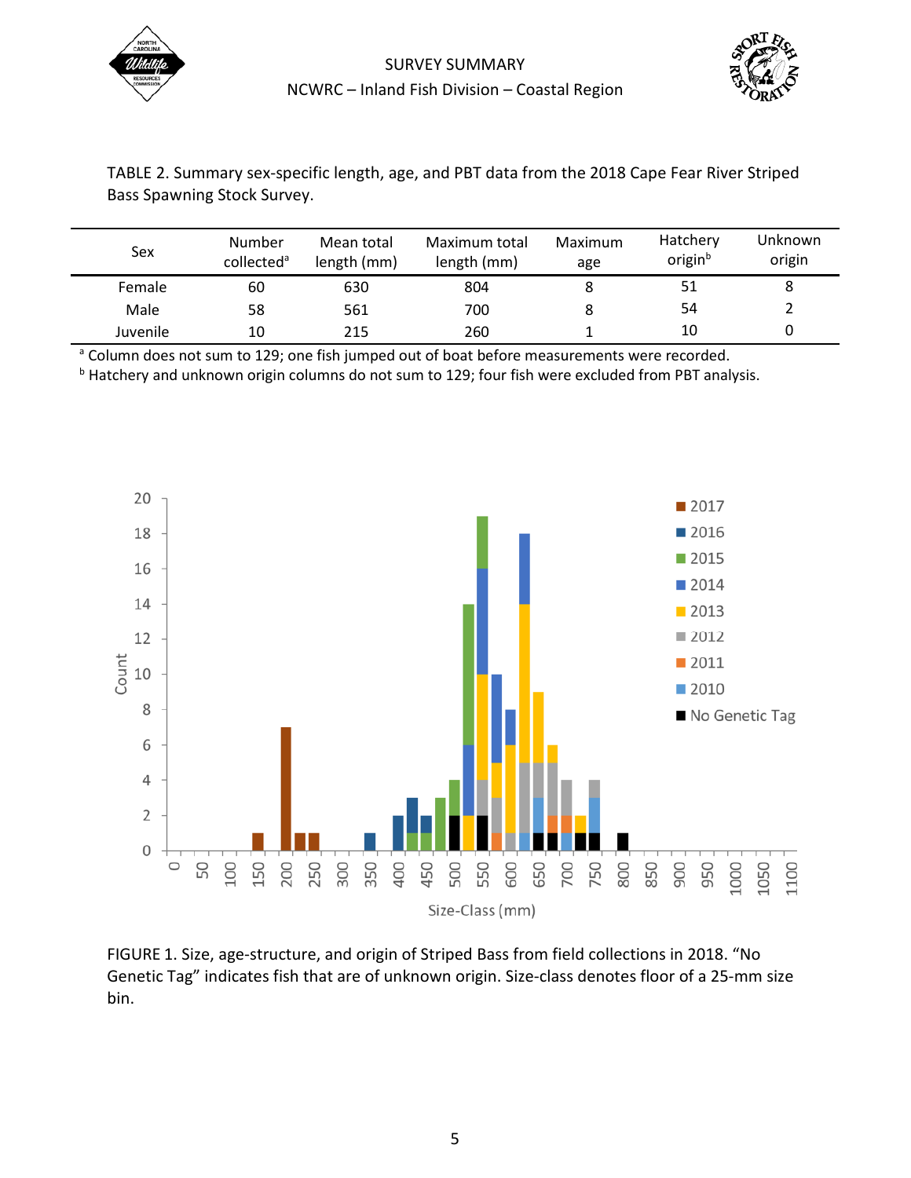TABLE 2. Summary sex-specific length, age, and PBT data from the 2018 Cape Fear River Striped Bass Spawning Stock Survey.

| Sex | Number collected[a] | Mean total length (mm) | Maximum total length (mm) | Maximum age | Hatchery origin[b] | Unknown origin |
|---|---|---|---|---|---|---|
| Female | 60 | 630 | 804 | 8 | 51 | 8 |
| Male | 58 | 561 | 700 | 8 | 54 | 2 |
| Juvenile | 10 | 215 | 260 | 1 | 10 | 0 |

[a] Column does not sum to 129; one fish jumped out of boat before measurements were recorded.
[b] Hatchery and unknown origin columns do not sum to 129; four fish were excluded from PBT analysis.

FIGURE 1. Size, age-structure, and origin of Striped Bass from field collections in 2018. "No Genetic Tag" indicates fish that are of unknown origin. Size-class denotes floor of a 25-mm size bin.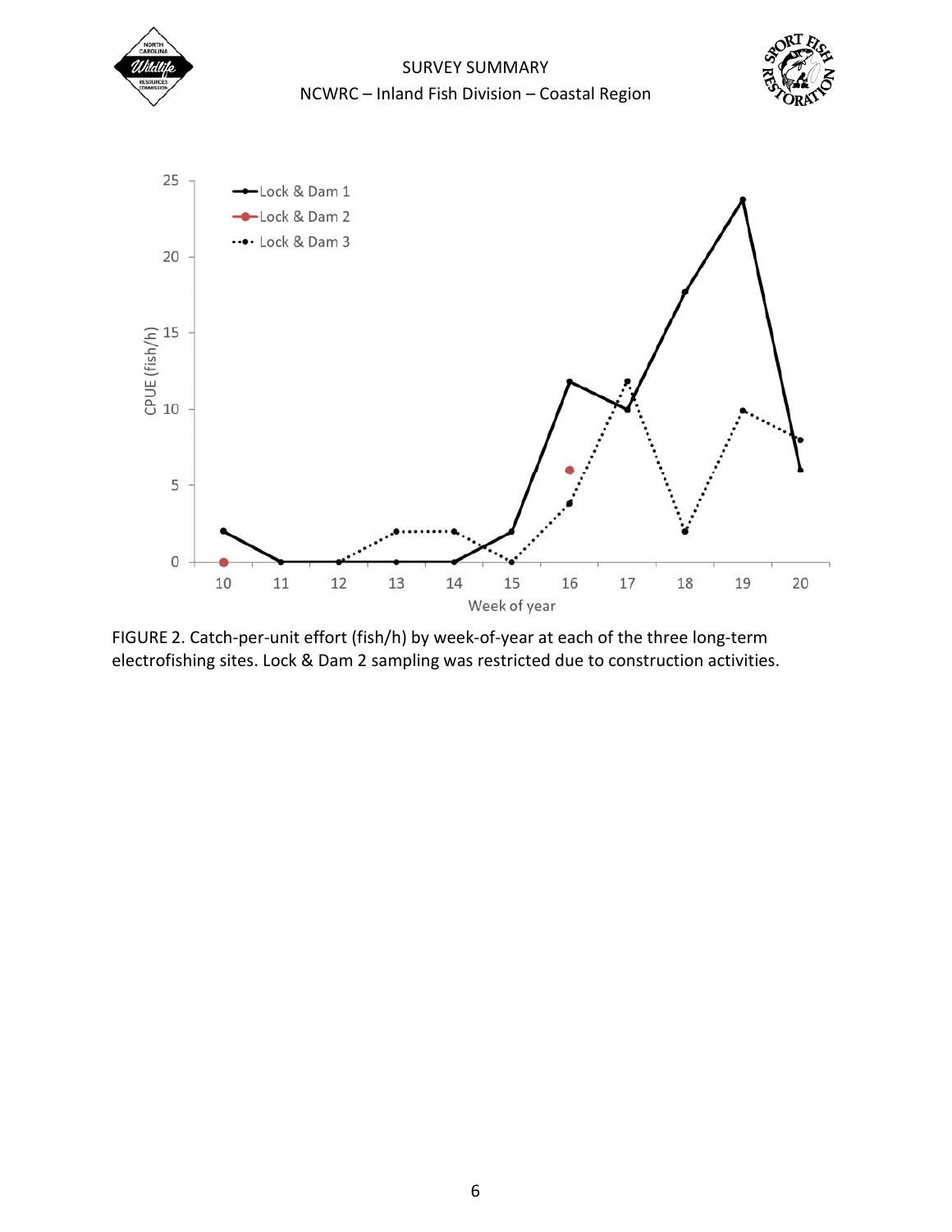Lock & Dam 1
Lock & Dam 2
Lock & Dam 3

CPUE (fish/h)

25
20
15
10
5
0

10 11 12 13 14 15 16 17 18 19 20

Week of year

FIGURE 2. Catch-per-unit effort (fish/h) by week-of-year at each of the three long-term electrofishing sites. Lock & Dam 2 sampling was restricted due to construction activities.